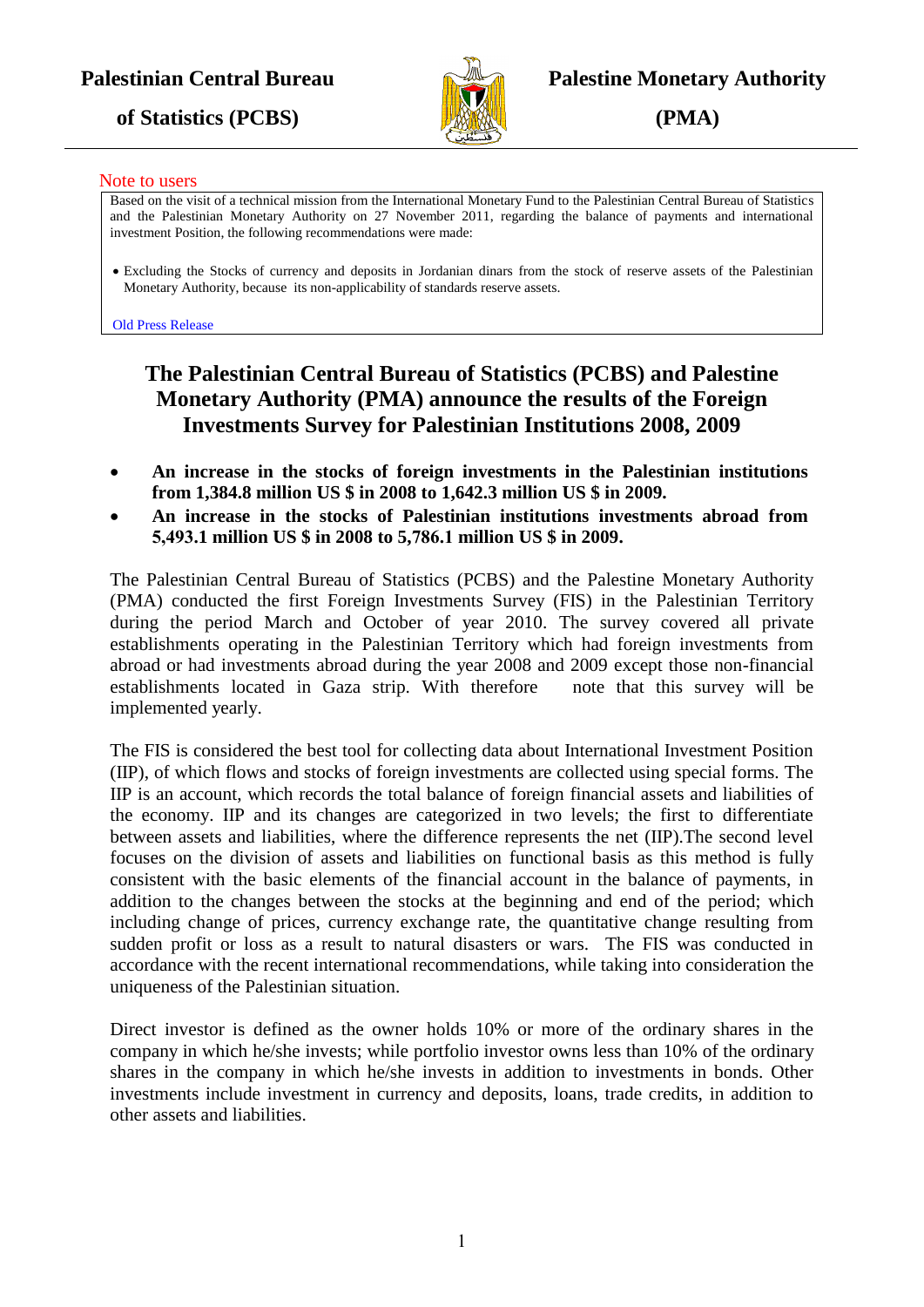**Palestinian Central Bureau of Statistics (PCBS)**

**Palestine Monetary Authority (PMA)**

Note to users

Based on the visit of a technical mission from the International Monetary Fund to the Palestinian Central Bureau of Statistics and the Palestinian Monetary Authority on 27 November 2011, regarding the balance of payments and international investment Position, the following recommendations were made:

- Excluding the Stocks of currency and deposits in Jordanian dinars from the stock of reserve assets of the Palestinian Monetary Authority, because its non-applicability of standards reserve assets.

Old Press Release

# The Palestinian Central Bureau of Statistics (PCBS) and Palestine Monetary Authority (PMA) announce the results of the Foreign Investments Survey for Palestinian Institutions 2008, 2009

- **An increase in the stocks of foreign investments in the Palestinian institutions from 1,384.8 million US $ in 2008 to 1,642.3 million US $ in 2009.**
- **An increase in the stocks of Palestinian institutions investments abroad from 5,493.1 million US $ in 2008 to 5,786.1 million US $ in 2009.**

The Palestinian Central Bureau of Statistics (PCBS) and the Palestine Monetary Authority (PMA) conducted the first Foreign Investments Survey (FIS) in the Palestinian Territory during the period March and October of year 2010. The survey covered all private establishments operating in the Palestinian Territory which had foreign investments from abroad or had investments abroad during the year 2008 and 2009 except those non-financial establishments located in Gaza strip. With therefore note that this survey will be implemented yearly.

The FIS is considered the best tool for collecting data about International Investment Position (IIP), of which flows and stocks of foreign investments are collected using special forms. The IIP is an account, which records the total balance of foreign financial assets and liabilities of the economy. IIP and its changes are categorized in two levels; the first to differentiate between assets and liabilities, where the difference represents the net (IIP).The second level focuses on the division of assets and liabilities on functional basis as this method is fully consistent with the basic elements of the financial account in the balance of payments, in addition to the changes between the stocks at the beginning and end of the period; which including change of prices, currency exchange rate, the quantitative change resulting from sudden profit or loss as a result to natural disasters or wars. The FIS was conducted in accordance with the recent international recommendations, while taking into consideration the uniqueness of the Palestinian situation.

Direct investor is defined as the owner holds 10% or more of the ordinary shares in the company in which he/she invests; while portfolio investor owns less than 10% of the ordinary shares in the company in which he/she invests in addition to investments in bonds. Other investments include investment in currency and deposits, loans, trade credits, in addition to other assets and liabilities.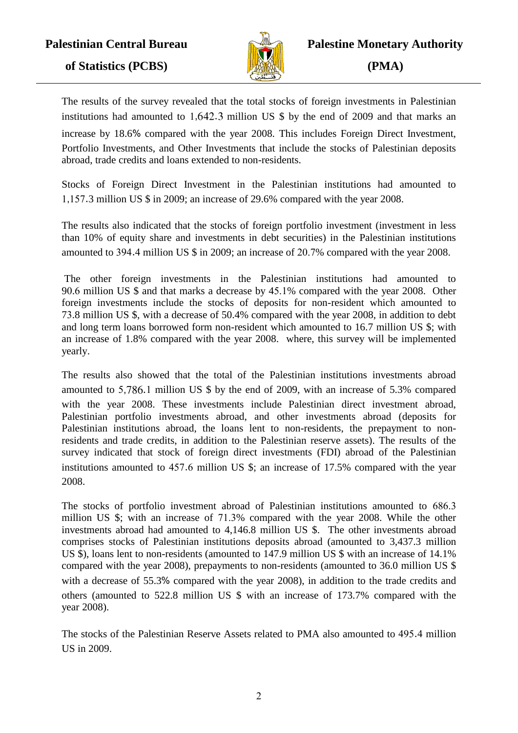The results of the survey revealed that the total stocks of foreign investments in Palestinian institutions had amounted to 1,642.3 million US $ by the end of 2009 and that marks an increase by 18.6% compared with the year 2008. This includes Foreign Direct Investment, Portfolio Investments, and Other Investments that include the stocks of Palestinian deposits abroad, trade credits and loans extended to non-residents.

Stocks of Foreign Direct Investment in the Palestinian institutions had amounted to 1,157.3 million US $ in 2009; an increase of 29.6% compared with the year 2008.

The results also indicated that the stocks of foreign portfolio investment (investment in less than 10% of equity share and investments in debt securities) in the Palestinian institutions amounted to 394.4 million US $ in 2009; an increase of 20.7% compared with the year 2008.

The other foreign investments in the Palestinian institutions had amounted to 90.6 million US $ and that marks a decrease by 45.1% compared with the year 2008. Other foreign investments include the stocks of deposits for non-resident which amounted to 73.8 million US $, with a decrease of 50.4% compared with the year 2008, in addition to debt and long term loans borrowed form non-resident which amounted to 16.7 million US $; with an increase of 1.8% compared with the year 2008. where, this survey will be implemented yearly.

The results also showed that the total of the Palestinian institutions investments abroad amounted to 5,786.1 million US $ by the end of 2009, with an increase of 5.3% compared with the year 2008. These investments include Palestinian direct investment abroad, Palestinian portfolio investments abroad, and other investments abroad (deposits for Palestinian institutions abroad, the loans lent to non-residents, the prepayment to non-residents and trade credits, in addition to the Palestinian reserve assets). The results of the survey indicated that stock of foreign direct investments (FDI) abroad of the Palestinian institutions amounted to 457.6 million US $; an increase of 17.5% compared with the year 2008.

The stocks of portfolio investment abroad of Palestinian institutions amounted to 686.3 million US $; with an increase of 71.3% compared with the year 2008. While the other investments abroad had amounted to 4,146.8 million US $. The other investments abroad comprises stocks of Palestinian institutions deposits abroad (amounted to 3,437.3 million US $), loans lent to non-residents (amounted to 147.9 million US $ with an increase of 14.1% compared with the year 2008), prepayments to non-residents (amounted to 36.0 million US $ with a decrease of 55.3% compared with the year 2008), in addition to the trade credits and others (amounted to 522.8 million US $ with an increase of 173.7% compared with the year 2008).

The stocks of the Palestinian Reserve Assets related to PMA also amounted to 495.4 million US in 2009.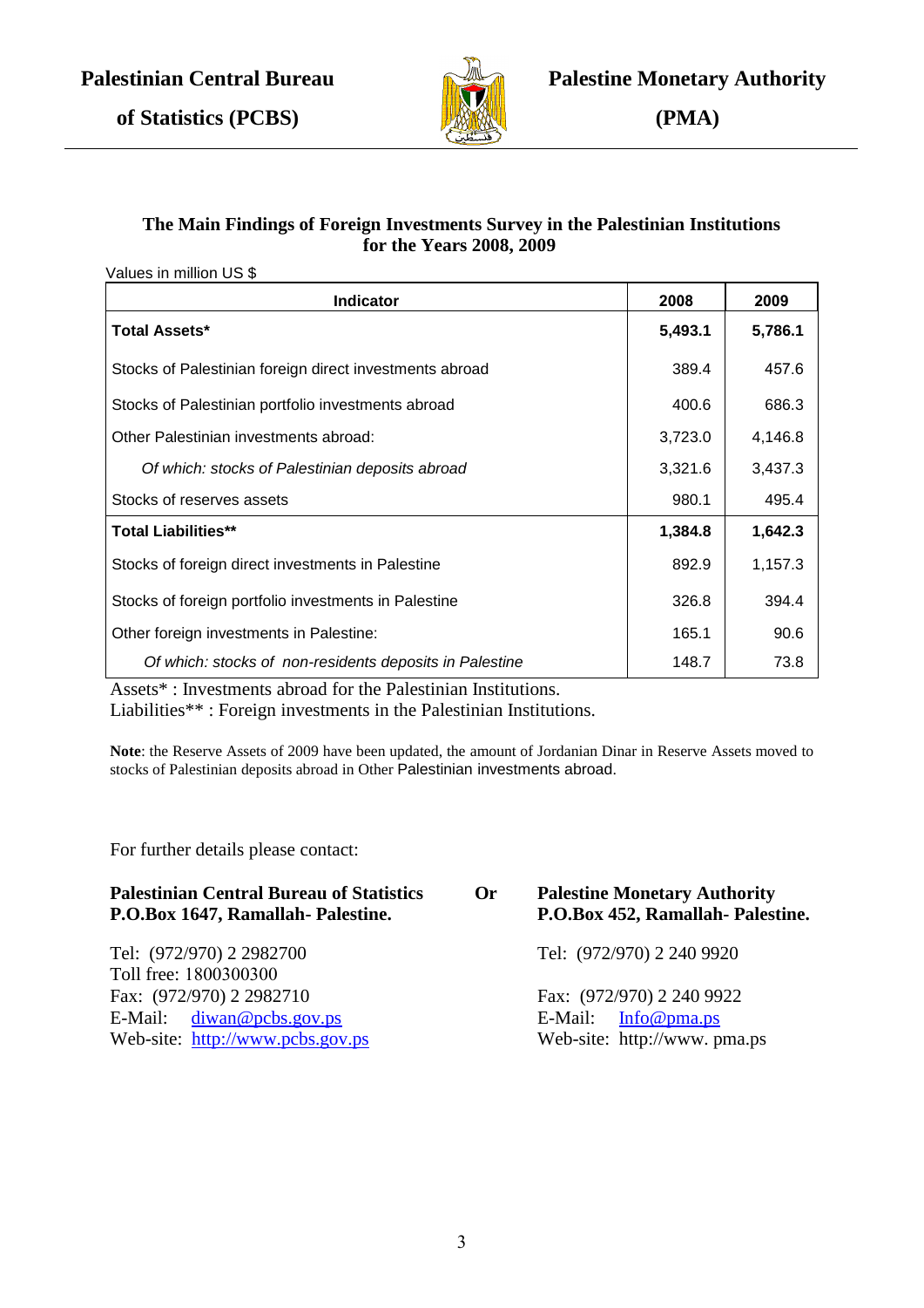**Palestinian Central Bureau of Statistics (PCBS)**

**Palestine Monetary Authority (PMA)**

### The Main Findings of Foreign Investments Survey in the Palestinian Institutions for the Years 2008, 2009

Values in million US $

| Indicator | 2008 | 2009 |
|---|---|---|
| **Total Assets*** | **5,493.1** | **5,786.1** |
| Stocks of Palestinian foreign direct investments abroad | 389.4 | 457.6 |
| Stocks of Palestinian portfolio investments abroad | 400.6 | 686.3 |
| Other Palestinian investments abroad: | 3,723.0 | 4,146.8 |
| *Of which: stocks of Palestinian deposits abroad* | 3,321.6 | 3,437.3 |
| Stocks of reserves assets | 980.1 | 495.4 |
| **Total Liabilities**** | **1,384.8** | **1,642.3** |
| Stocks of foreign direct investments in Palestine | 892.9 | 1,157.3 |
| Stocks of foreign portfolio investments in Palestine | 326.8 | 394.4 |
| Other foreign investments in Palestine: | 165.1 | 90.6 |
| *Of which: stocks of non-residents deposits in Palestine* | 148.7 | 73.8 |

Assets* : Investments abroad for the Palestinian Institutions.

Liabilities** : Foreign investments in the Palestinian Institutions.

**Note**: the Reserve Assets of 2009 have been updated, the amount of Jordanian Dinar in Reserve Assets moved to stocks of Palestinian deposits abroad in Other Palestinian investments abroad.

For further details please contact:

**Palestinian Central Bureau of Statistics**
**P.O.Box 1647, Ramallah- Palestine.**

Tel: (972/970) 2 2982700
Toll free: 1800300300
Fax: (972/970) 2 2982710
E-Mail: diwan@pcbs.gov.ps
Web-site: http://www.pcbs.gov.ps

**Or**

**Palestine Monetary Authority**
**P.O.Box 452, Ramallah- Palestine.**

Tel: (972/970) 2 240 9920

Fax: (972/970) 2 240 9922
E-Mail: Info@pma.ps
Web-site: http://www. pma.ps